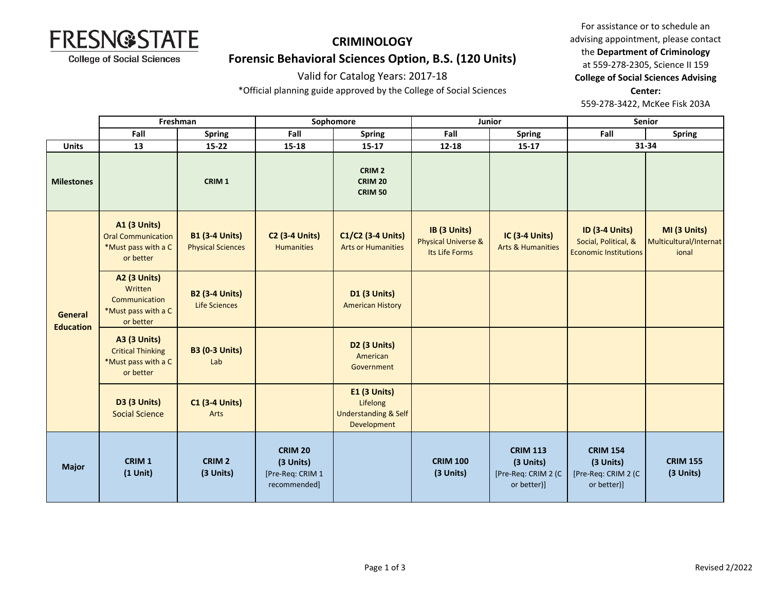FRESNO STATE
College of Social Sciences

# CRIMINOLOGY

## Forensic Behavioral Sciences Option, B.S. (120 Units)

Valid for Catalog Years: 2017-18

*Official planning guide approved by the College of Social Sciences

For assistance or to schedule an advising appointment, please contact the **Department of Criminology** at 559-278-2305, Science II 159
**College of Social Sciences Advising Center:**
559-278-3422, McKee Fisk 203A

| | Freshman | | Sophomore | | Junior | | Senior | |
|---|---|---|---|---|---|---|---|---|
| | Fall | Spring | Fall | Spring | Fall | Spring | Fall | Spring |
| **Units** | 13 | 15-22 | 15-18 | 15-17 | 12-18 | 15-17 | 31-34 | |
| **Milestones** | | CRIM 1 | | CRIM 2<br>CRIM 20<br>CRIM 50 | | | | |
| **General Education** | **A1 (3 Units)** Oral Communication *Must pass with a C or better | **B1 (3-4 Units)** Physical Sciences | **C2 (3-4 Units)** Humanities | **C1/C2 (3-4 Units)** Arts or Humanities | **IB (3 Units)** Physical Universe & Its Life Forms | **IC (3-4 Units)** Arts & Humanities | **ID (3-4 Units)** Social, Political, & Economic Institutions | **MI (3 Units)** Multicultural/International |
| | **A2 (3 Units)** Written Communication *Must pass with a C or better | **B2 (3-4 Units)** Life Sciences | | **D1 (3 Units)** American History | | | | |
| | **A3 (3 Units)** Critical Thinking *Must pass with a C or better | **B3 (0-3 Units)** Lab | | **D2 (3 Units)** American Government | | | | |
| | **D3 (3 Units)** Social Science | **C1 (3-4 Units)** Arts | | **E1 (3 Units)** Lifelong Understanding & Self Development | | | | |
| **Major** | **CRIM 1 (1 Unit)** | **CRIM 2 (3 Units)** | **CRIM 20 (3 Units)** [Pre-Req: CRIM 1 recommended] | | **CRIM 100 (3 Units)** | **CRIM 113 (3 Units)** [Pre-Req: CRIM 2 (C or better)] | **CRIM 154 (3 Units)** [Pre-Req: CRIM 2 (C or better)] | **CRIM 155 (3 Units)** |

Revised 2/2022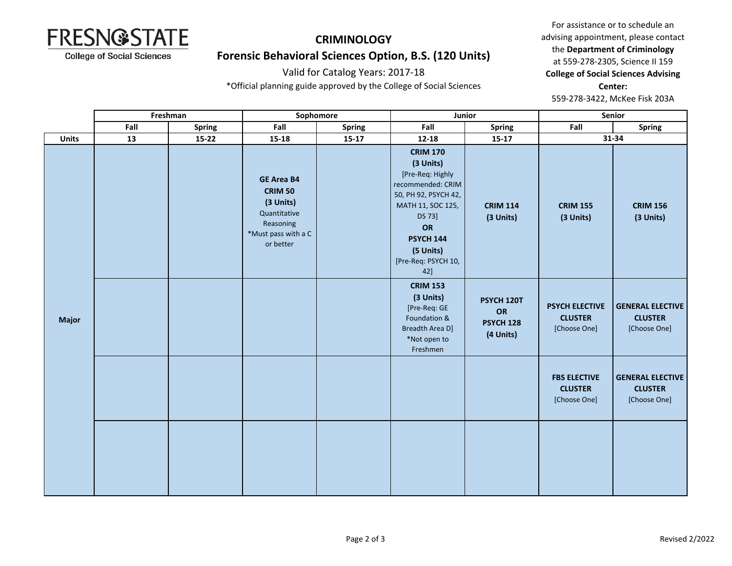# CRIMINOLOGY

## Forensic Behavioral Sciences Option, B.S. (120 Units)

Valid for Catalog Years: 2017-18

*Official planning guide approved by the College of Social Sciences

For assistance or to schedule an advising appointment, please contact the **Department of Criminology** at 559-278-2305, Science II 159

**College of Social Sciences Advising Center:** 559-278-3422, McKee Fisk 203A

| | Freshman | | Sophomore | | Junior | | Senior | |
|---|---|---|---|---|---|---|---|---|
| | **Fall** | **Spring** | **Fall** | **Spring** | **Fall** | **Spring** | **Fall** | **Spring** |
| **Units** | **13** | **15-22** | **15-18** | **15-17** | **12-18** | **15-17** | **31-34** | |
| **Major** | | | **GE Area B4** **CRIM 50** **(3 Units)** Quantitative Reasoning *Must pass with a C or better | | **CRIM 170** **(3 Units)** [Pre-Req: Highly recommended: CRIM 50, PH 92, PSYCH 42, MATH 11, SOC 125, DS 73] **OR** **PSYCH 144** **(5 Units)** [Pre-Req: PSYCH 10, 42] | **CRIM 114** **(3 Units)** | **CRIM 155** **(3 Units)** | **CRIM 156** **(3 Units)** |
| | | | | | **CRIM 153** **(3 Units)** [Pre-Req: GE Foundation & Breadth Area D] *Not open to Freshmen | **PSYCH 120T** **OR** **PSYCH 128** **(4 Units)** | **PSYCH ELECTIVE CLUSTER** [Choose One] | **GENERAL ELECTIVE CLUSTER** [Choose One] |
| | | | | | | | **FBS ELECTIVE CLUSTER** [Choose One] | **GENERAL ELECTIVE CLUSTER** [Choose One] |
| | | | | | | | | |

Revised 2/2022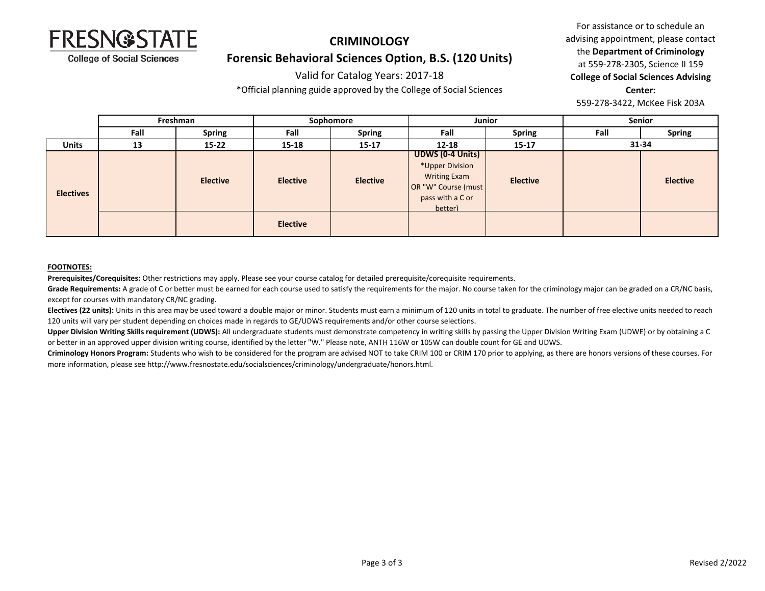FRESNO STATE
College of Social Sciences

# CRIMINOLOGY

## Forensic Behavioral Sciences Option, B.S. (120 Units)

Valid for Catalog Years: 2017-18

*Official planning guide approved by the College of Social Sciences

For assistance or to schedule an advising appointment, please contact the **Department of Criminology** at 559-278-2305, Science II 159
**College of Social Sciences Advising Center:**
559-278-3422, McKee Fisk 203A

| | Freshman | | Sophomore | | Junior | | Senior | |
|---|---|---|---|---|---|---|---|---|
| | **Fall** | **Spring** | **Fall** | **Spring** | **Fall** | **Spring** | **Fall** | **Spring** |
| **Units** | 13 | 15-22 | 15-18 | 15-17 | 12-18 | 15-17 | 31-34 | |
| **Electives** | | **Elective** | **Elective** | **Elective** | **UDWS (0-4 Units)** *Upper Division Writing Exam OR "W" Course (must pass with a C or better) | **Elective** | | **Elective** |
| | | | **Elective** | | | | | |

**FOOTNOTES:**

**Prerequisites/Corequisites:** Other restrictions may apply. Please see your course catalog for detailed prerequisite/corequisite requirements.

**Grade Requirements:** A grade of C or better must be earned for each course used to satisfy the requirements for the major. No course taken for the criminology major can be graded on a CR/NC basis, except for courses with mandatory CR/NC grading.

**Electives (22 units):** Units in this area may be used toward a double major or minor. Students must earn a minimum of 120 units in total to graduate. The number of free elective units needed to reach 120 units will vary per student depending on choices made in regards to GE/UDWS requirements and/or other course selections.

**Upper Division Writing Skills requirement (UDWS):** All undergraduate students must demonstrate competency in writing skills by passing the Upper Division Writing Exam (UDWE) or by obtaining a C or better in an approved upper division writing course, identified by the letter "W." Please note, ANTH 116W or 105W can double count for GE and UDWS.

**Criminology Honors Program:** Students who wish to be considered for the program are advised NOT to take CRIM 100 or CRIM 170 prior to applying, as there are honors versions of these courses. For more information, please see http://www.fresnostate.edu/socialsciences/criminology/undergraduate/honors.html.

Revised 2/2022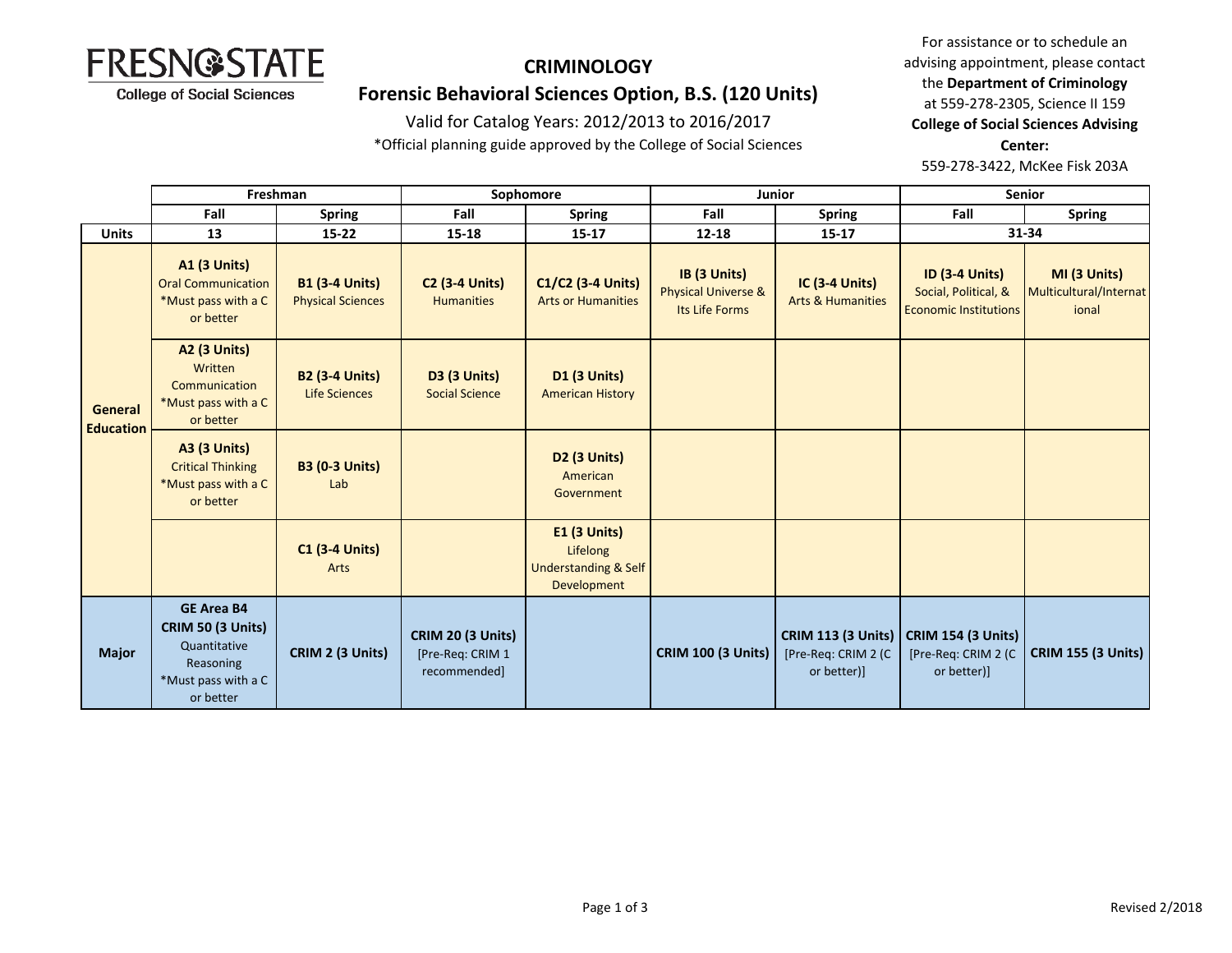# CRIMINOLOGY

## Forensic Behavioral Sciences Option, B.S. (120 Units)

Valid for Catalog Years: 2012/2013 to 2016/2017

*Official planning guide approved by the College of Social Sciences

For assistance or to schedule an advising appointment, please contact the **Department of Criminology** at 559-278-2305, Science II 159

**College of Social Sciences Advising Center:**
559-278-3422, McKee Fisk 203A

| | Freshman | | Sophomore | | Junior | | Senior | |
|---|---|---|---|---|---|---|---|---|
| | **Fall** | **Spring** | **Fall** | **Spring** | **Fall** | **Spring** | **Fall** | **Spring** |
| **Units** | 13 | 15-22 | 15-18 | 15-17 | 12-18 | 15-17 | 31-34 | |
| **General Education** | **A1 (3 Units)** Oral Communication *Must pass with a C or better | **B1 (3-4 Units)** Physical Sciences | **C2 (3-4 Units)** Humanities | **C1/C2 (3-4 Units)** Arts or Humanities | **IB (3 Units)** Physical Universe & Its Life Forms | **IC (3-4 Units)** Arts & Humanities | **ID (3-4 Units)** Social, Political, & Economic Institutions | **MI (3 Units)** Multicultural/International |
| | **A2 (3 Units)** Written Communication *Must pass with a C or better | **B2 (3-4 Units)** Life Sciences | **D3 (3 Units)** Social Science | **D1 (3 Units)** American History | | | | |
| | **A3 (3 Units)** Critical Thinking *Must pass with a C or better | **B3 (0-3 Units)** Lab | | **D2 (3 Units)** American Government | | | | |
| | | **C1 (3-4 Units)** Arts | | **E1 (3 Units)** Lifelong Understanding & Self Development | | | | |
| **Major** | **GE Area B4 CRIM 50 (3 Units)** Quantitative Reasoning *Must pass with a C or better | **CRIM 2 (3 Units)** | **CRIM 20 (3 Units)** [Pre-Req: CRIM 1 recommended] | | **CRIM 100 (3 Units)** | **CRIM 113 (3 Units)** [Pre-Req: CRIM 2 (C or better)] | **CRIM 154 (3 Units)** [Pre-Req: CRIM 2 (C or better)] | **CRIM 155 (3 Units)** |

Revised 2/2018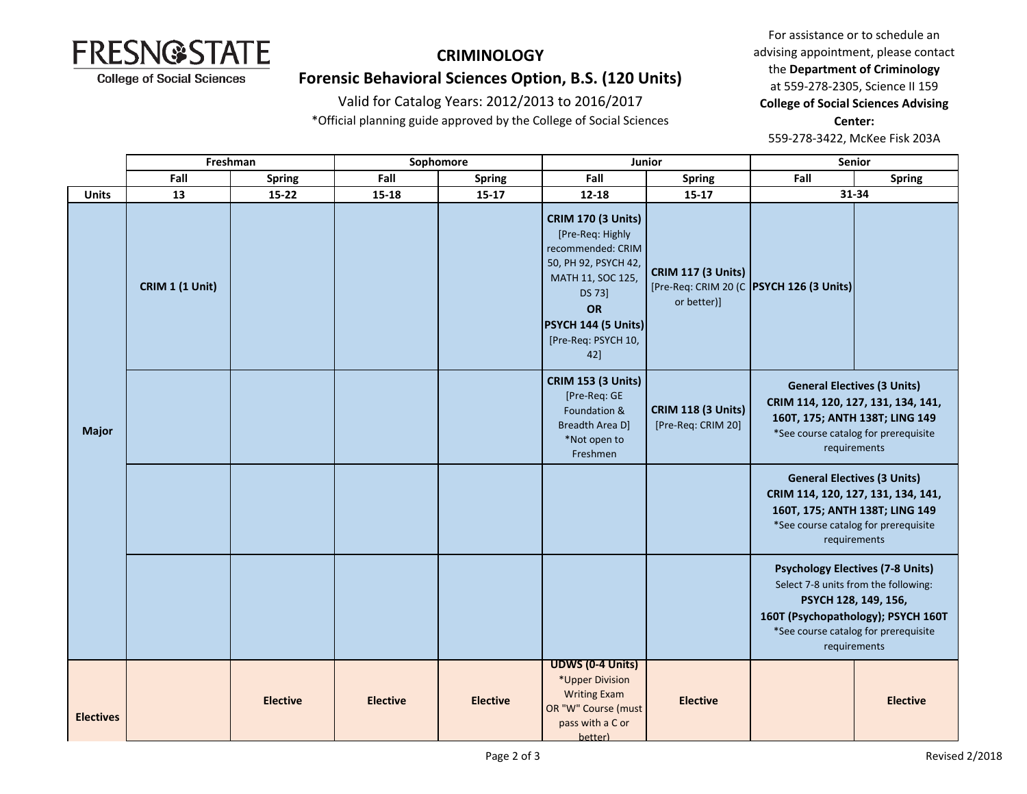# CRIMINOLOGY

## Forensic Behavioral Sciences Option, B.S. (120 Units)

Valid for Catalog Years: 2012/2013 to 2016/2017

*Official planning guide approved by the College of Social Sciences

For assistance or to schedule an advising appointment, please contact the **Department of Criminology** at 559-278-2305, Science II 159
**College of Social Sciences Advising Center:**
559-278-3422, McKee Fisk 203A

| | Freshman | | Sophomore | | Junior | | Senior | |
|---|---|---|---|---|---|---|---|---|
| | **Fall** | **Spring** | **Fall** | **Spring** | **Fall** | **Spring** | **Fall** | **Spring** |
| **Units** | **13** | **15-22** | **15-18** | **15-17** | **12-18** | **15-17** | **31-34** | |
| **Major** | **CRIM 1 (1 Unit)** | | | | **CRIM 170 (3 Units)** [Pre-Req: Highly recommended: CRIM 50, PH 92, PSYCH 42, MATH 11, SOC 125, DS 73] **OR** **PSYCH 144 (5 Units)** [Pre-Req: PSYCH 10, 42] | **CRIM 117 (3 Units)** [Pre-Req: CRIM 20 (C or better)] | **PSYCH 126 (3 Units)** | |
| **Major** | | | | | **CRIM 153 (3 Units)** [Pre-Req: GE Foundation & Breadth Area D] *Not open to Freshmen | **CRIM 118 (3 Units)** [Pre-Req: CRIM 20] | **General Electives (3 Units)** **CRIM 114, 120, 127, 131, 134, 141, 160T, 175; ANTH 138T; LING 149** *See course catalog for prerequisite requirements | |
| **Major** | | | | | | | **General Electives (3 Units)** **CRIM 114, 120, 127, 131, 134, 141, 160T, 175; ANTH 138T; LING 149** *See course catalog for prerequisite requirements | |
| **Major** | | | | | | | **Psychology Electives (7-8 Units)** Select 7-8 units from the following: **PSYCH 128, 149, 156, 160T (Psychopathology); PSYCH 160T** *See course catalog for prerequisite requirements | |
| **Electives** | | **Elective** | **Elective** | **Elective** | **UDWS (0-4 Units)** *Upper Division Writing Exam OR "W" Course (must pass with a C or better) | **Elective** | | **Elective** |

Revised 2/2018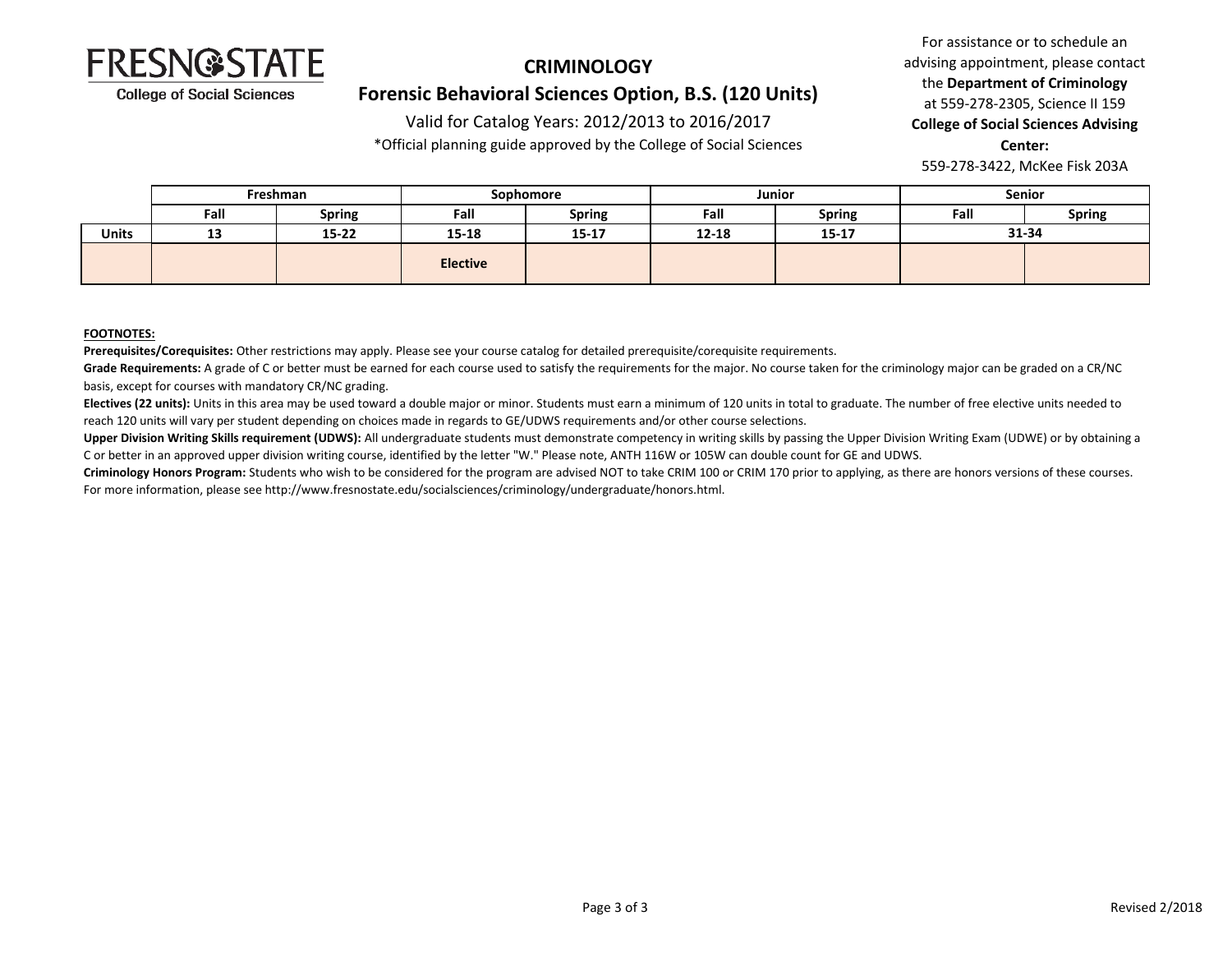FRESNO STATE
College of Social Sciences

# CRIMINOLOGY

## Forensic Behavioral Sciences Option, B.S. (120 Units)

Valid for Catalog Years: 2012/2013 to 2016/2017

*Official planning guide approved by the College of Social Sciences

For assistance or to schedule an advising appointment, please contact the **Department of Criminology** at 559-278-2305, Science II 159
**College of Social Sciences Advising Center:**
559-278-3422, McKee Fisk 203A

| | Freshman | | Sophomore | | Junior | | Senior | |
|---|---|---|---|---|---|---|---|---|
| | Fall | Spring | Fall | Spring | Fall | Spring | Fall | Spring |
| **Units** | 13 | 15-22 | 15-18 | 15-17 | 12-18 | 15-17 | 31-34 | |
| | | | **Elective** | | | | | |

**FOOTNOTES:**

**Prerequisites/Corequisites:** Other restrictions may apply. Please see your course catalog for detailed prerequisite/corequisite requirements.

**Grade Requirements:** A grade of C or better must be earned for each course used to satisfy the requirements for the major. No course taken for the criminology major can be graded on a CR/NC basis, except for courses with mandatory CR/NC grading.

**Electives (22 units):** Units in this area may be used toward a double major or minor. Students must earn a minimum of 120 units in total to graduate. The number of free elective units needed to reach 120 units will vary per student depending on choices made in regards to GE/UDWS requirements and/or other course selections.

**Upper Division Writing Skills requirement (UDWS):** All undergraduate students must demonstrate competency in writing skills by passing the Upper Division Writing Exam (UDWE) or by obtaining a C or better in an approved upper division writing course, identified by the letter "W." Please note, ANTH 116W or 105W can double count for GE and UDWS.

**Criminology Honors Program:** Students who wish to be considered for the program are advised NOT to take CRIM 100 or CRIM 170 prior to applying, as there are honors versions of these courses. For more information, please see http://www.fresnostate.edu/socialsciences/criminology/undergraduate/honors.html.

Revised 2/2018